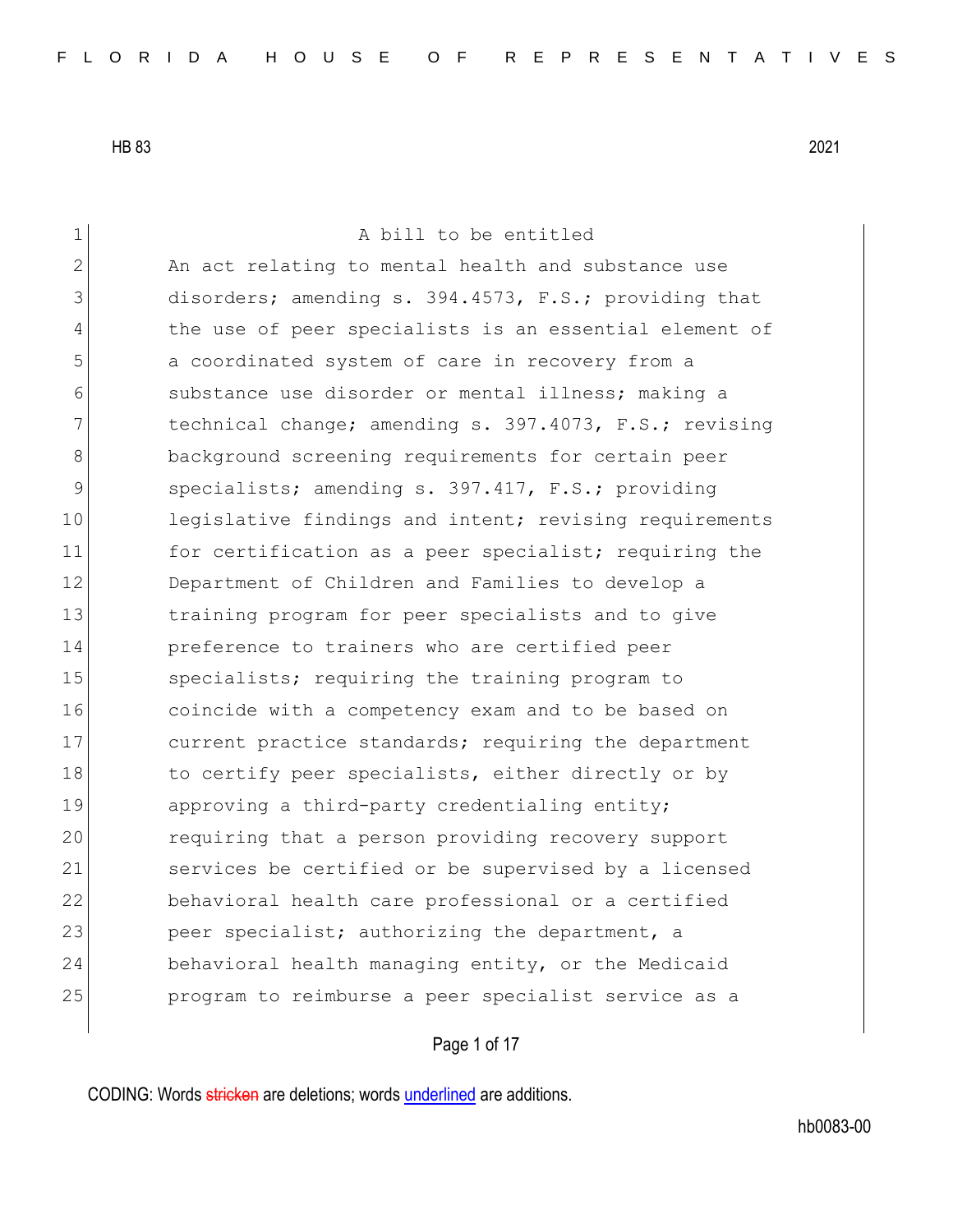HB 83 2021

A bill to be entitled

An act relating to mental health and substance use disorders; amending s. 394.4573, F.S.; providing that the use of peer specialists is an essential element of a coordinated system of care in recovery from a substance use disorder or mental illness; making a technical change; amending s. 397.4073, F.S.; revising background screening requirements for certain peer specialists; amending s. 397.417, F.S.; providing legislative findings and intent; revising requirements for certification as a peer specialist; requiring the Department of Children and Families to develop a training program for peer specialists and to give preference to trainers who are certified peer specialists; requiring the training program to coincide with a competency exam and to be based on current practice standards; requiring the department to certify peer specialists, either directly or by approving a third-party credentialing entity; requiring that a person providing recovery support services be certified or be supervised by a licensed behavioral health care professional or a certified peer specialist; authorizing the department, a behavioral health managing entity, or the Medicaid program to reimburse a peer specialist service as a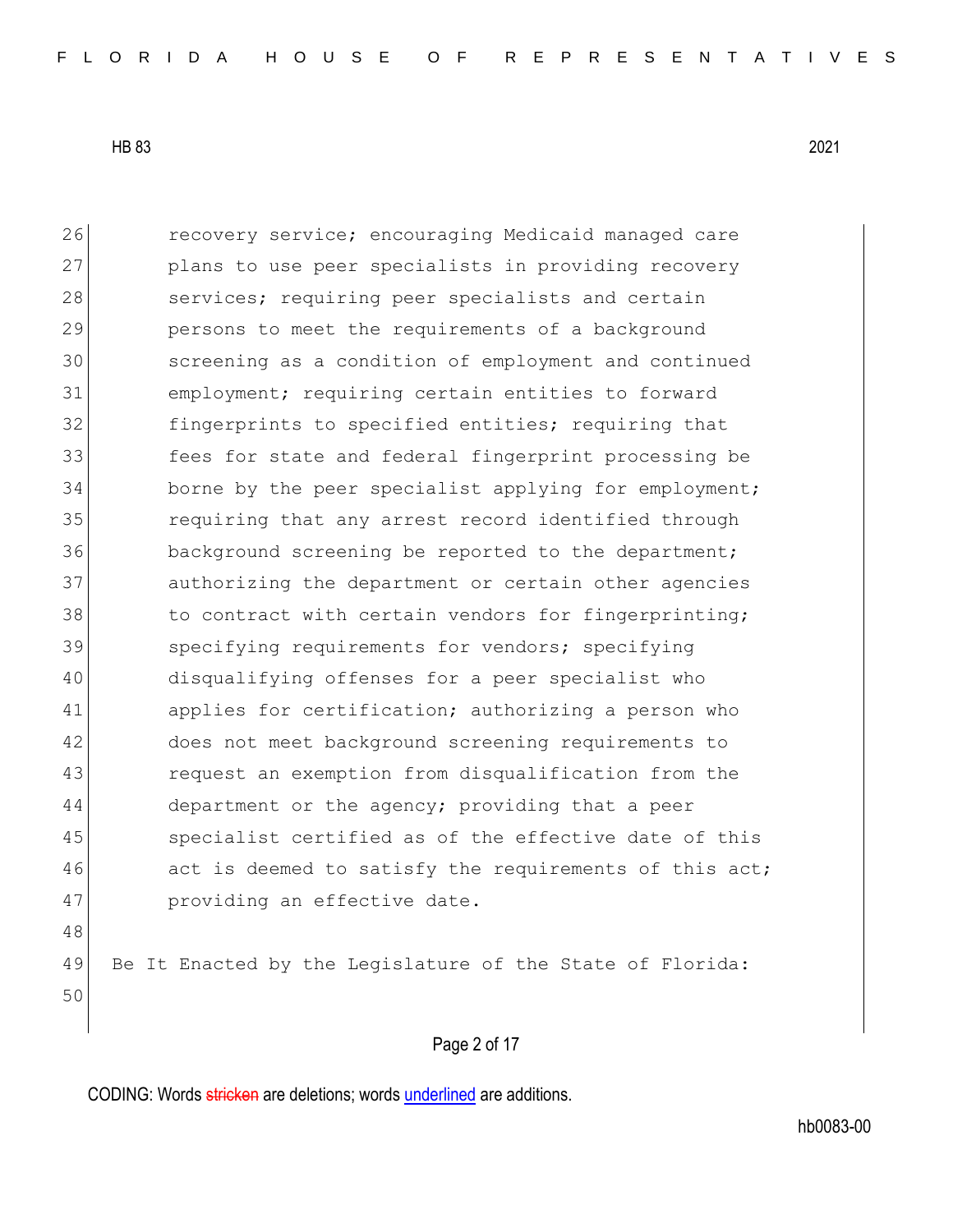recovery service; encouraging Medicaid managed care plans to use peer specialists in providing recovery services; requiring peer specialists and certain persons to meet the requirements of a background screening as a condition of employment and continued employment; requiring certain entities to forward fingerprints to specified entities; requiring that fees for state and federal fingerprint processing be borne by the peer specialist applying for employment; requiring that any arrest record identified through background screening be reported to the department; authorizing the department or certain other agencies to contract with certain vendors for fingerprinting; specifying requirements for vendors; specifying disqualifying offenses for a peer specialist who applies for certification; authorizing a person who does not meet background screening requirements to request an exemption from disqualification from the department or the agency; providing that a peer specialist certified as of the effective date of this act is deemed to satisfy the requirements of this act; providing an effective date.

Be It Enacted by the Legislature of the State of Florida: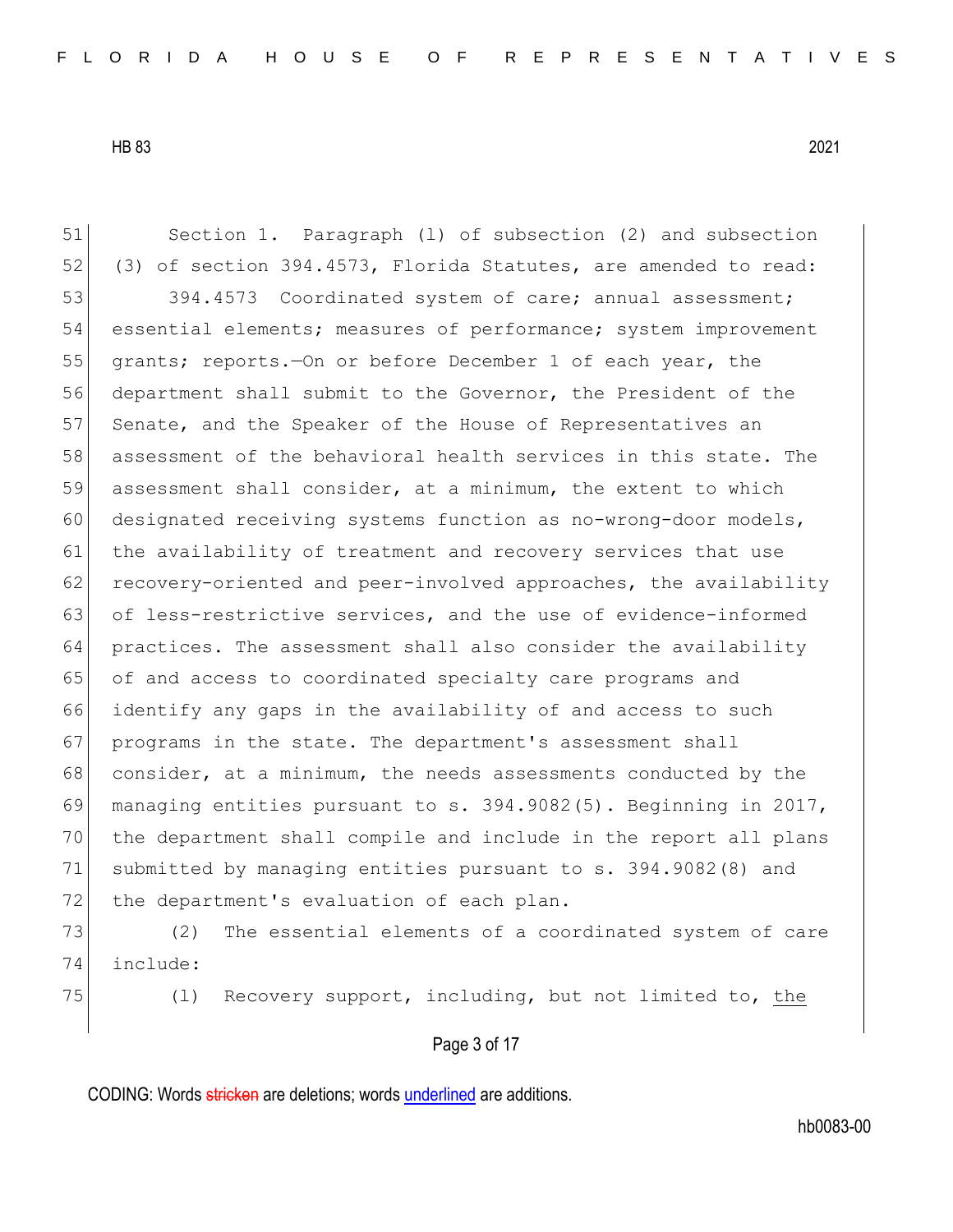Section 1. Paragraph (l) of subsection (2) and subsection (3) of section 394.4573, Florida Statutes, are amended to read:

394.4573 Coordinated system of care; annual assessment; essential elements; measures of performance; system improvement grants; reports.—On or before December 1 of each year, the department shall submit to the Governor, the President of the Senate, and the Speaker of the House of Representatives an assessment of the behavioral health services in this state. The assessment shall consider, at a minimum, the extent to which designated receiving systems function as no-wrong-door models, the availability of treatment and recovery services that use recovery-oriented and peer-involved approaches, the availability of less-restrictive services, and the use of evidence-informed practices. The assessment shall also consider the availability of and access to coordinated specialty care programs and identify any gaps in the availability of and access to such programs in the state. The department's assessment shall consider, at a minimum, the needs assessments conducted by the managing entities pursuant to s. 394.9082(5). Beginning in 2017, the department shall compile and include in the report all plans submitted by managing entities pursuant to s. 394.9082(8) and the department's evaluation of each plan.

(2) The essential elements of a coordinated system of care include:

(l) Recovery support, including, but not limited to, <u>the</u>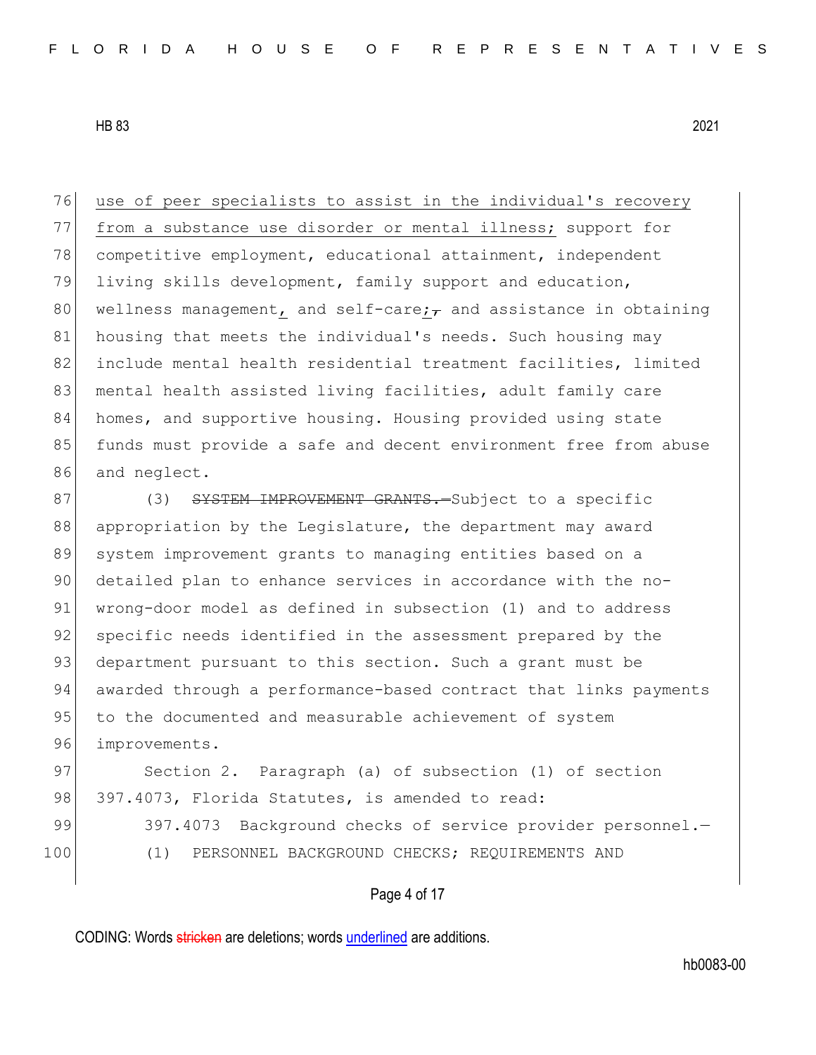use of peer specialists to assist in the individual's recovery from a substance use disorder or mental illness; support for competitive employment, educational attainment, independent living skills development, family support and education, wellness management, and self-care;, and assistance in obtaining housing that meets the individual's needs. Such housing may include mental health residential treatment facilities, limited mental health assisted living facilities, adult family care homes, and supportive housing. Housing provided using state funds must provide a safe and decent environment free from abuse and neglect.

(3) ~~SYSTEM IMPROVEMENT GRANTS.—~~Subject to a specific appropriation by the Legislature, the department may award system improvement grants to managing entities based on a detailed plan to enhance services in accordance with the no-wrong-door model as defined in subsection (1) and to address specific needs identified in the assessment prepared by the department pursuant to this section. Such a grant must be awarded through a performance-based contract that links payments to the documented and measurable achievement of system improvements.

Section 2. Paragraph (a) of subsection (1) of section 397.4073, Florida Statutes, is amended to read:

397.4073 Background checks of service provider personnel.—

(1) PERSONNEL BACKGROUND CHECKS; REQUIREMENTS AND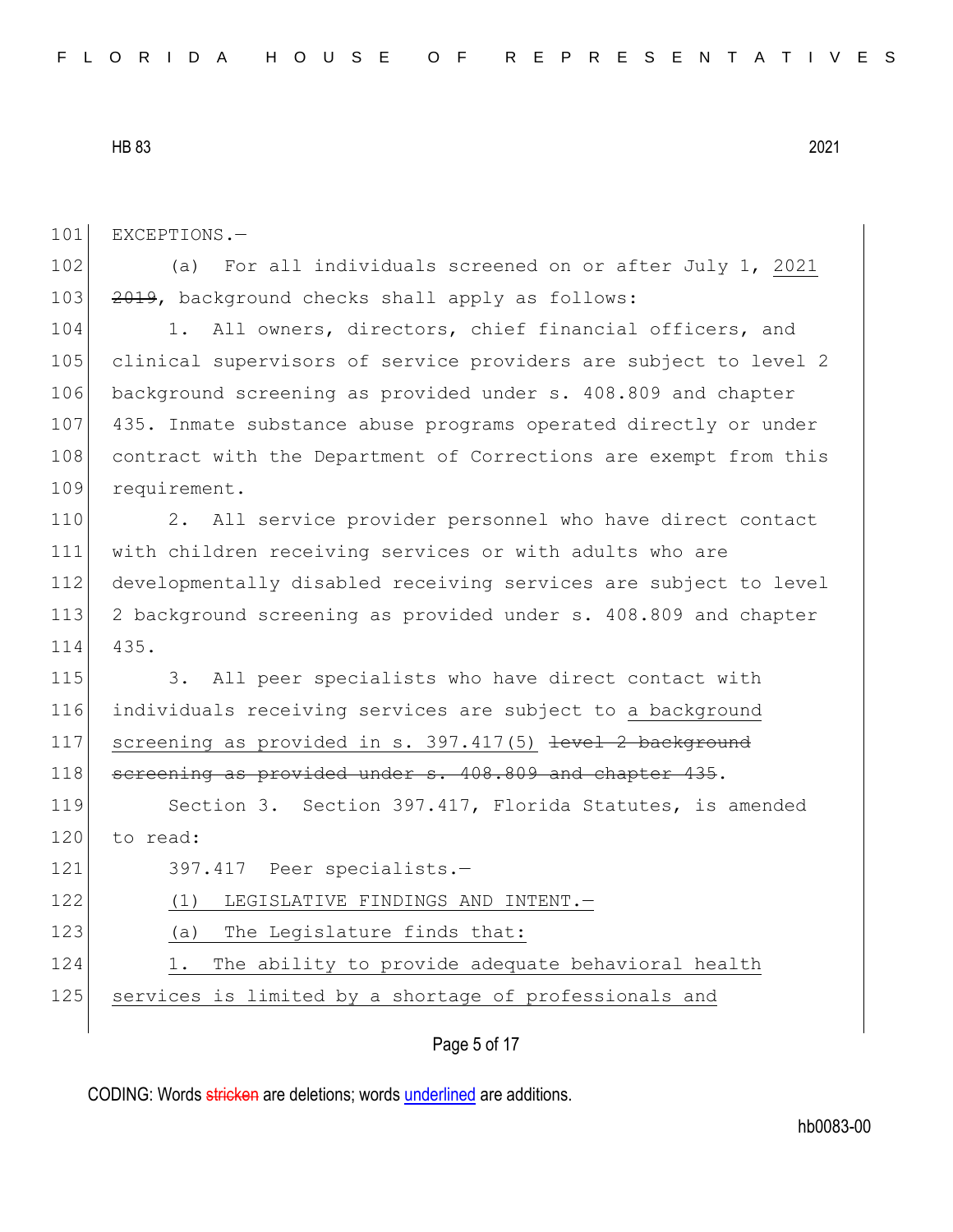EXCEPTIONS.—

(a) For all individuals screened on or after July 1, <u>2021</u> ~~2019~~, background checks shall apply as follows:

1. All owners, directors, chief financial officers, and clinical supervisors of service providers are subject to level 2 background screening as provided under s. 408.809 and chapter 435. Inmate substance abuse programs operated directly or under contract with the Department of Corrections are exempt from this requirement.

2. All service provider personnel who have direct contact with children receiving services or with adults who are developmentally disabled receiving services are subject to level 2 background screening as provided under s. 408.809 and chapter 435.

3. All peer specialists who have direct contact with individuals receiving services are subject to <u>a background screening as provided in s. 397.417(5)</u> ~~level 2 background screening as provided under s. 408.809 and chapter 435~~.

Section 3. Section 397.417, Florida Statutes, is amended to read:

397.417 Peer specialists.—

<u>(1) LEGISLATIVE FINDINGS AND INTENT.—</u>

<u>(a) The Legislature finds that:</u>

<u>1. The ability to provide adequate behavioral health services is limited by a shortage of professionals and</u>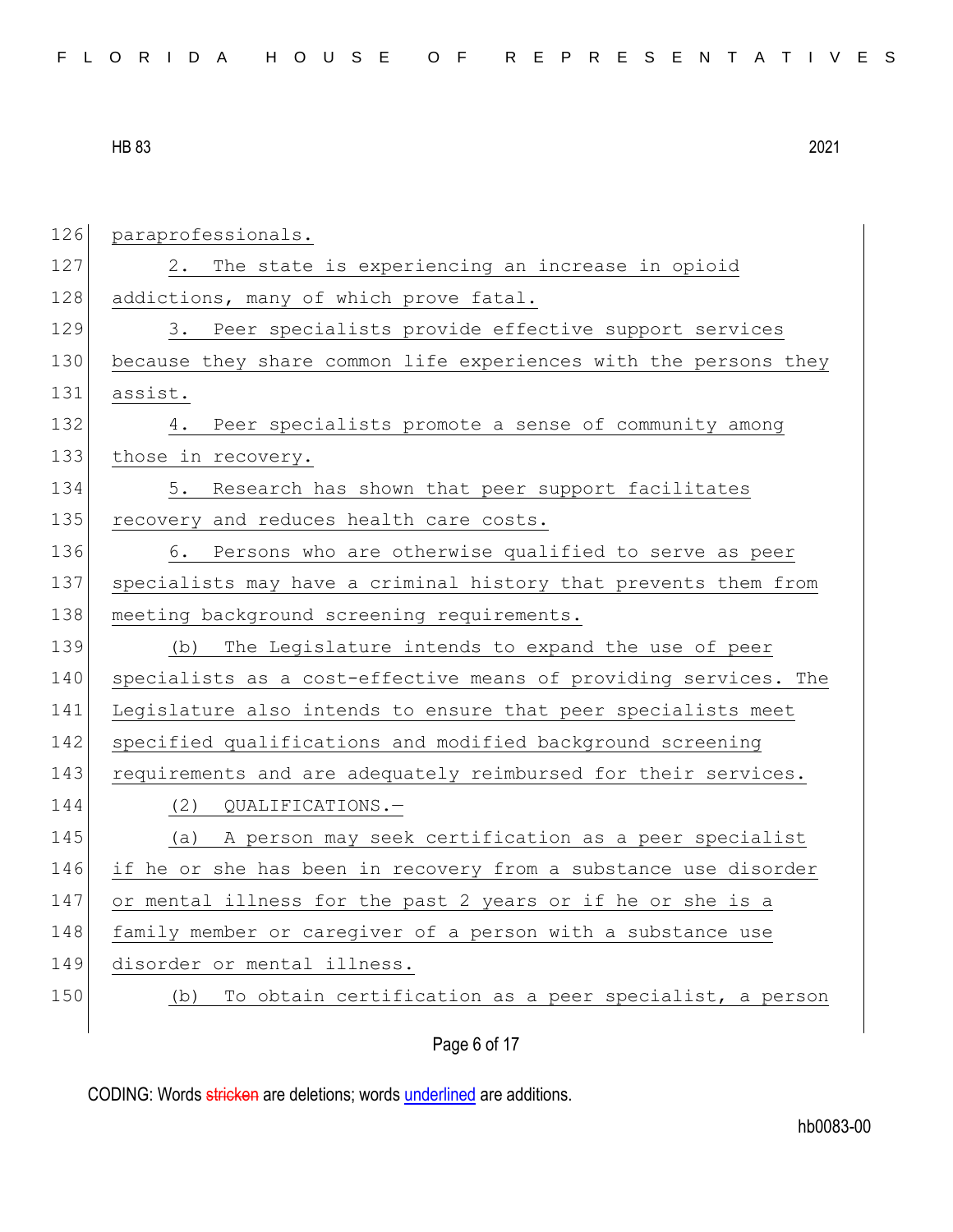paraprofessionals.

2. The state is experiencing an increase in opioid addictions, many of which prove fatal.

3. Peer specialists provide effective support services because they share common life experiences with the persons they assist.

4. Peer specialists promote a sense of community among those in recovery.

5. Research has shown that peer support facilitates recovery and reduces health care costs.

6. Persons who are otherwise qualified to serve as peer specialists may have a criminal history that prevents them from meeting background screening requirements.

(b) The Legislature intends to expand the use of peer specialists as a cost-effective means of providing services. The Legislature also intends to ensure that peer specialists meet specified qualifications and modified background screening requirements and are adequately reimbursed for their services.

(2) QUALIFICATIONS.—

(a) A person may seek certification as a peer specialist if he or she has been in recovery from a substance use disorder or mental illness for the past 2 years or if he or she is a family member or caregiver of a person with a substance use disorder or mental illness.

(b) To obtain certification as a peer specialist, a person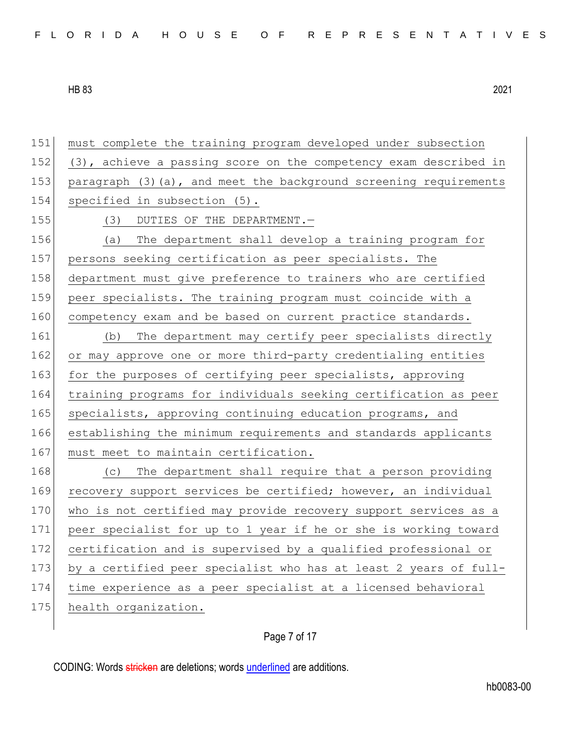must complete the training program developed under subsection (3), achieve a passing score on the competency exam described in paragraph (3)(a), and meet the background screening requirements specified in subsection (5).

(3) DUTIES OF THE DEPARTMENT.—

(a) The department shall develop a training program for persons seeking certification as peer specialists. The department must give preference to trainers who are certified peer specialists. The training program must coincide with a competency exam and be based on current practice standards.

(b) The department may certify peer specialists directly or may approve one or more third-party credentialing entities for the purposes of certifying peer specialists, approving training programs for individuals seeking certification as peer specialists, approving continuing education programs, and establishing the minimum requirements and standards applicants must meet to maintain certification.

(c) The department shall require that a person providing recovery support services be certified; however, an individual who is not certified may provide recovery support services as a peer specialist for up to 1 year if he or she is working toward certification and is supervised by a qualified professional or by a certified peer specialist who has at least 2 years of full-time experience as a peer specialist at a licensed behavioral health organization.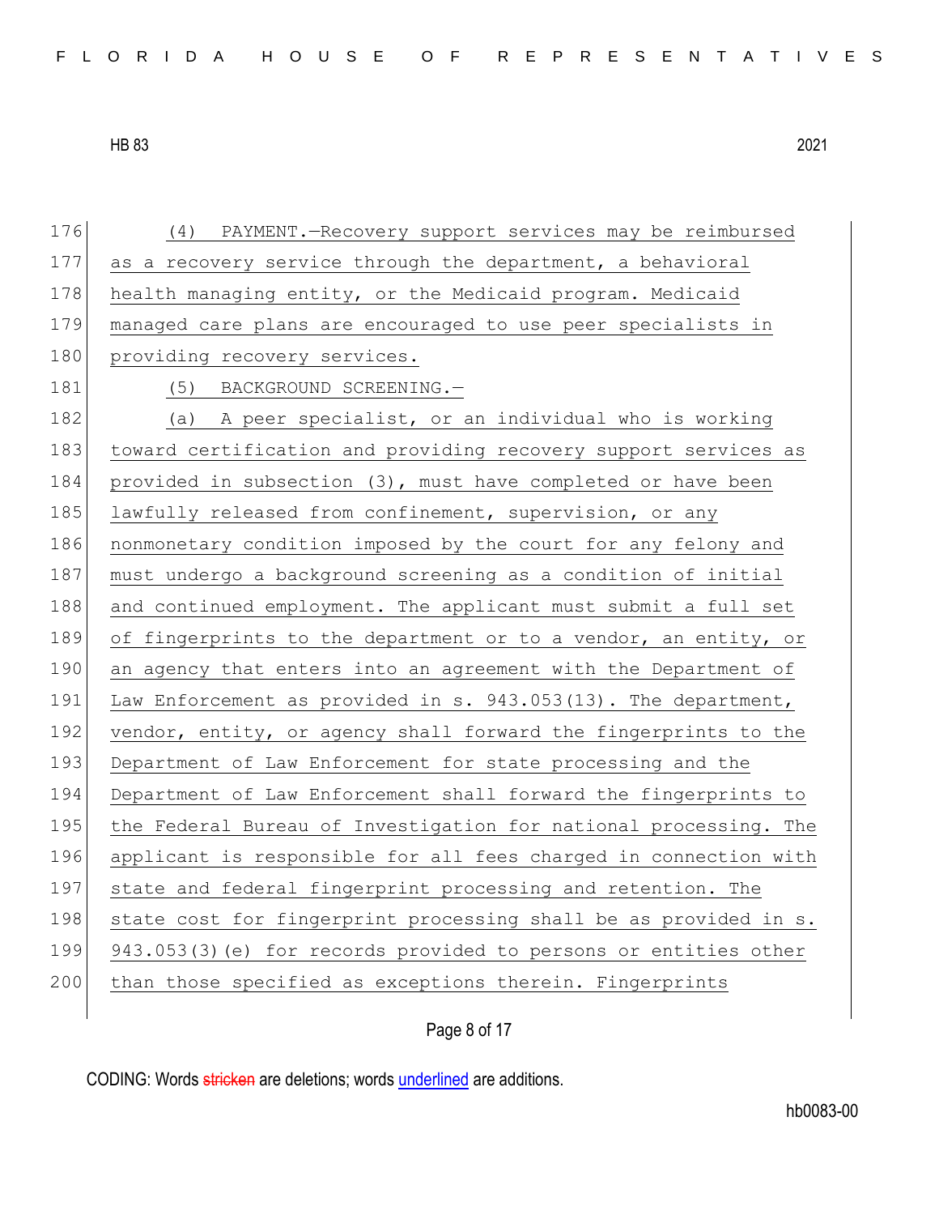(4) PAYMENT.—Recovery support services may be reimbursed as a recovery service through the department, a behavioral health managing entity, or the Medicaid program. Medicaid managed care plans are encouraged to use peer specialists in providing recovery services.

(5) BACKGROUND SCREENING.—

(a) A peer specialist, or an individual who is working toward certification and providing recovery support services as provided in subsection (3), must have completed or have been lawfully released from confinement, supervision, or any nonmonetary condition imposed by the court for any felony and must undergo a background screening as a condition of initial and continued employment. The applicant must submit a full set of fingerprints to the department or to a vendor, an entity, or an agency that enters into an agreement with the Department of Law Enforcement as provided in s. 943.053(13). The department, vendor, entity, or agency shall forward the fingerprints to the Department of Law Enforcement for state processing and the Department of Law Enforcement shall forward the fingerprints to the Federal Bureau of Investigation for national processing. The applicant is responsible for all fees charged in connection with state and federal fingerprint processing and retention. The state cost for fingerprint processing shall be as provided in s. 943.053(3)(e) for records provided to persons or entities other than those specified as exceptions therein. Fingerprints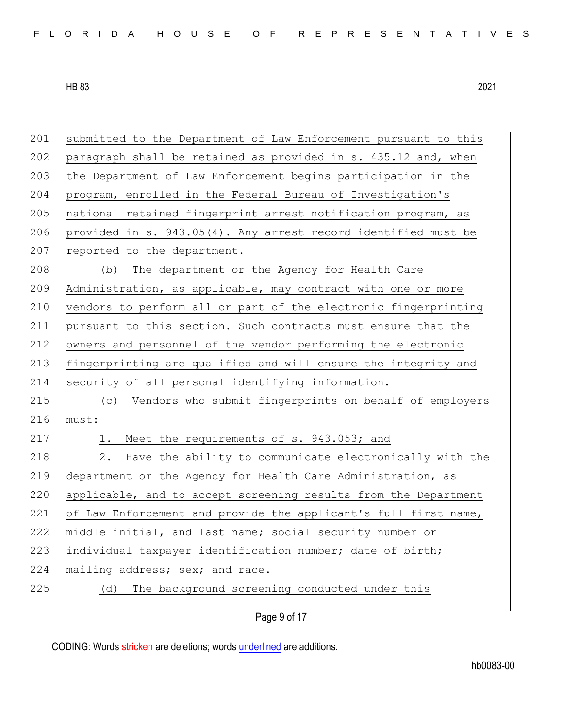submitted to the Department of Law Enforcement pursuant to this paragraph shall be retained as provided in s. 435.12 and, when the Department of Law Enforcement begins participation in the program, enrolled in the Federal Bureau of Investigation's national retained fingerprint arrest notification program, as provided in s. 943.05(4). Any arrest record identified must be reported to the department.

(b) The department or the Agency for Health Care Administration, as applicable, may contract with one or more vendors to perform all or part of the electronic fingerprinting pursuant to this section. Such contracts must ensure that the owners and personnel of the vendor performing the electronic fingerprinting are qualified and will ensure the integrity and security of all personal identifying information.

(c) Vendors who submit fingerprints on behalf of employers must:

1. Meet the requirements of s. 943.053; and

2. Have the ability to communicate electronically with the department or the Agency for Health Care Administration, as applicable, and to accept screening results from the Department of Law Enforcement and provide the applicant's full first name, middle initial, and last name; social security number or individual taxpayer identification number; date of birth; mailing address; sex; and race.

(d) The background screening conducted under this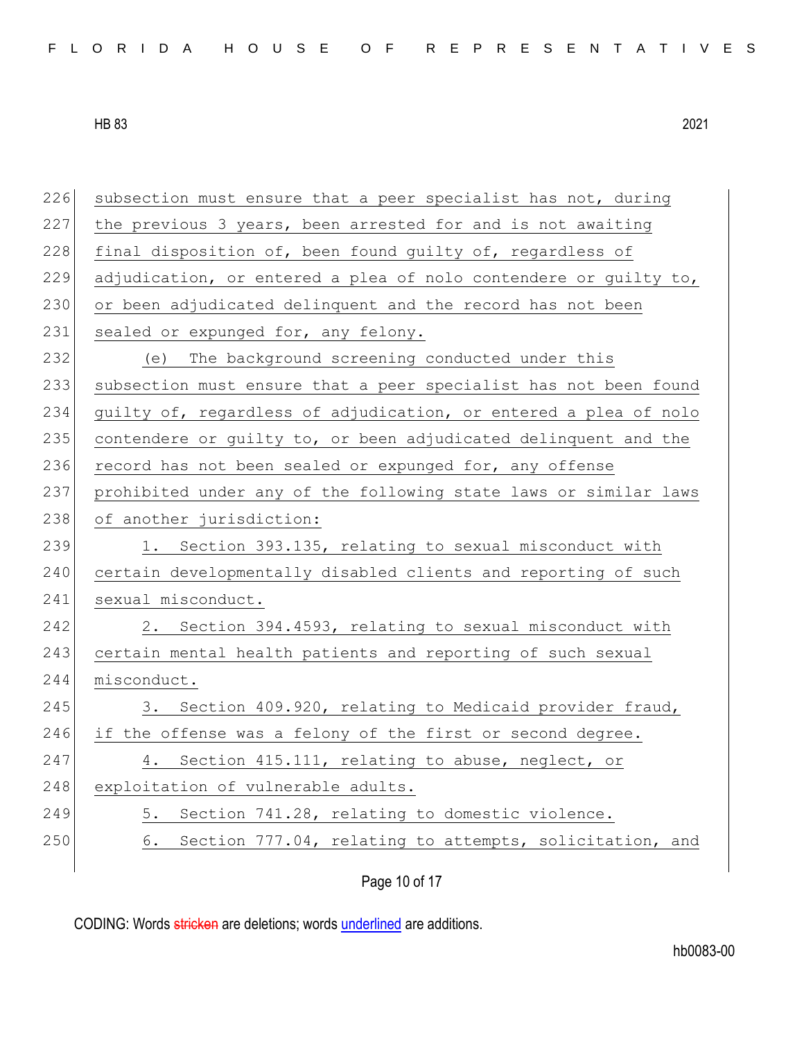subsection must ensure that a peer specialist has not, during the previous 3 years, been arrested for and is not awaiting final disposition of, been found guilty of, regardless of adjudication, or entered a plea of nolo contendere or guilty to, or been adjudicated delinquent and the record has not been sealed or expunged for, any felony.

(e) The background screening conducted under this subsection must ensure that a peer specialist has not been found guilty of, regardless of adjudication, or entered a plea of nolo contendere or guilty to, or been adjudicated delinquent and the record has not been sealed or expunged for, any offense prohibited under any of the following state laws or similar laws of another jurisdiction:

1. Section 393.135, relating to sexual misconduct with certain developmentally disabled clients and reporting of such sexual misconduct.

2. Section 394.4593, relating to sexual misconduct with certain mental health patients and reporting of such sexual misconduct.

3. Section 409.920, relating to Medicaid provider fraud, if the offense was a felony of the first or second degree.

4. Section 415.111, relating to abuse, neglect, or exploitation of vulnerable adults.

5. Section 741.28, relating to domestic violence.

6. Section 777.04, relating to attempts, solicitation, and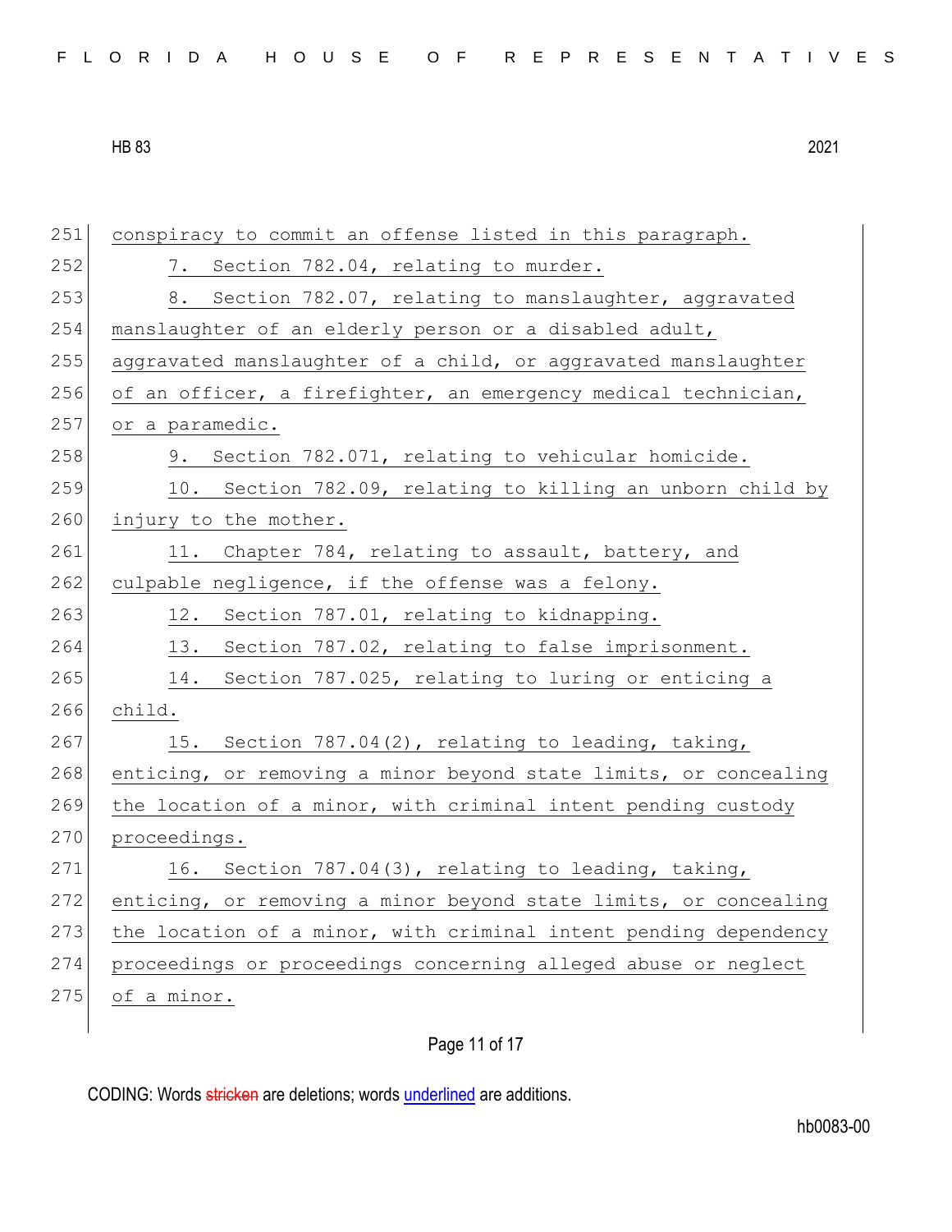conspiracy to commit an offense listed in this paragraph.

7. Section 782.04, relating to murder.

8. Section 782.07, relating to manslaughter, aggravated manslaughter of an elderly person or a disabled adult, aggravated manslaughter of a child, or aggravated manslaughter of an officer, a firefighter, an emergency medical technician, or a paramedic.

9. Section 782.071, relating to vehicular homicide.

10. Section 782.09, relating to killing an unborn child by injury to the mother.

11. Chapter 784, relating to assault, battery, and culpable negligence, if the offense was a felony.

12. Section 787.01, relating to kidnapping.

13. Section 787.02, relating to false imprisonment.

14. Section 787.025, relating to luring or enticing a child.

15. Section 787.04(2), relating to leading, taking, enticing, or removing a minor beyond state limits, or concealing the location of a minor, with criminal intent pending custody proceedings.

16. Section 787.04(3), relating to leading, taking, enticing, or removing a minor beyond state limits, or concealing the location of a minor, with criminal intent pending dependency proceedings or proceedings concerning alleged abuse or neglect of a minor.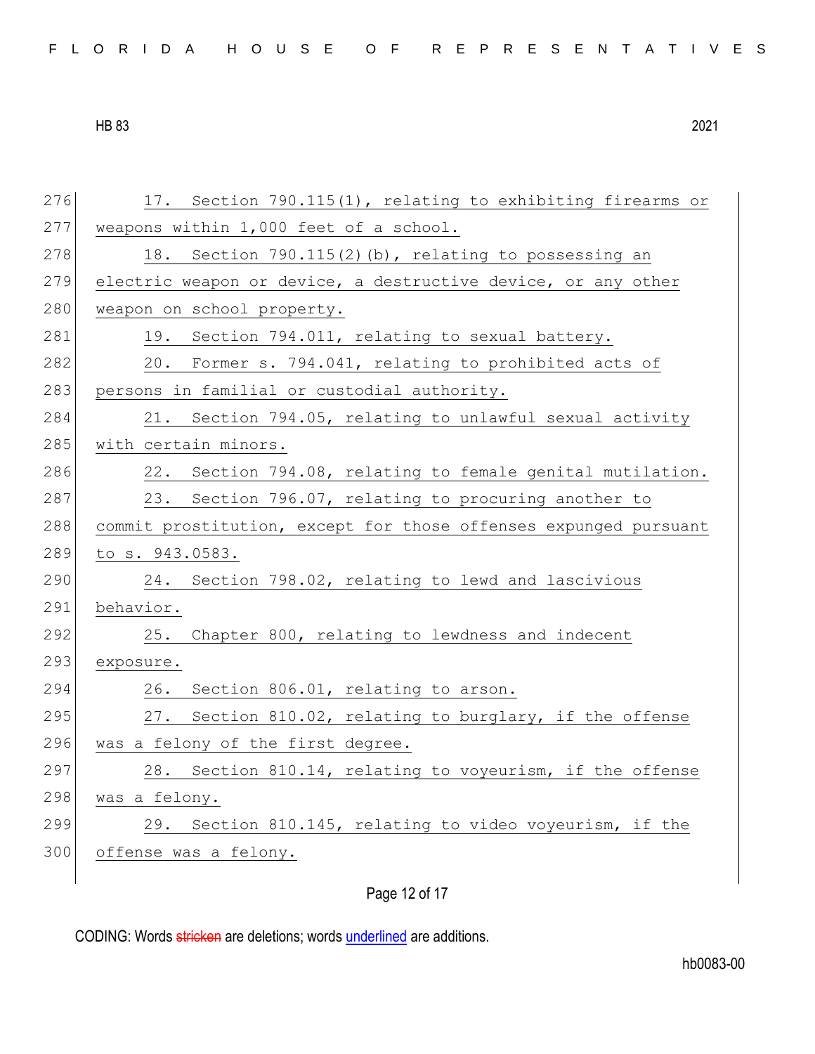17. Section 790.115(1), relating to exhibiting firearms or weapons within 1,000 feet of a school.

18. Section 790.115(2)(b), relating to possessing an electric weapon or device, a destructive device, or any other weapon on school property.

19. Section 794.011, relating to sexual battery.

20. Former s. 794.041, relating to prohibited acts of persons in familial or custodial authority.

21. Section 794.05, relating to unlawful sexual activity with certain minors.

22. Section 794.08, relating to female genital mutilation.

23. Section 796.07, relating to procuring another to commit prostitution, except for those offenses expunged pursuant to s. 943.0583.

24. Section 798.02, relating to lewd and lascivious behavior.

25. Chapter 800, relating to lewdness and indecent exposure.

26. Section 806.01, relating to arson.

27. Section 810.02, relating to burglary, if the offense was a felony of the first degree.

28. Section 810.14, relating to voyeurism, if the offense was a felony.

29. Section 810.145, relating to video voyeurism, if the offense was a felony.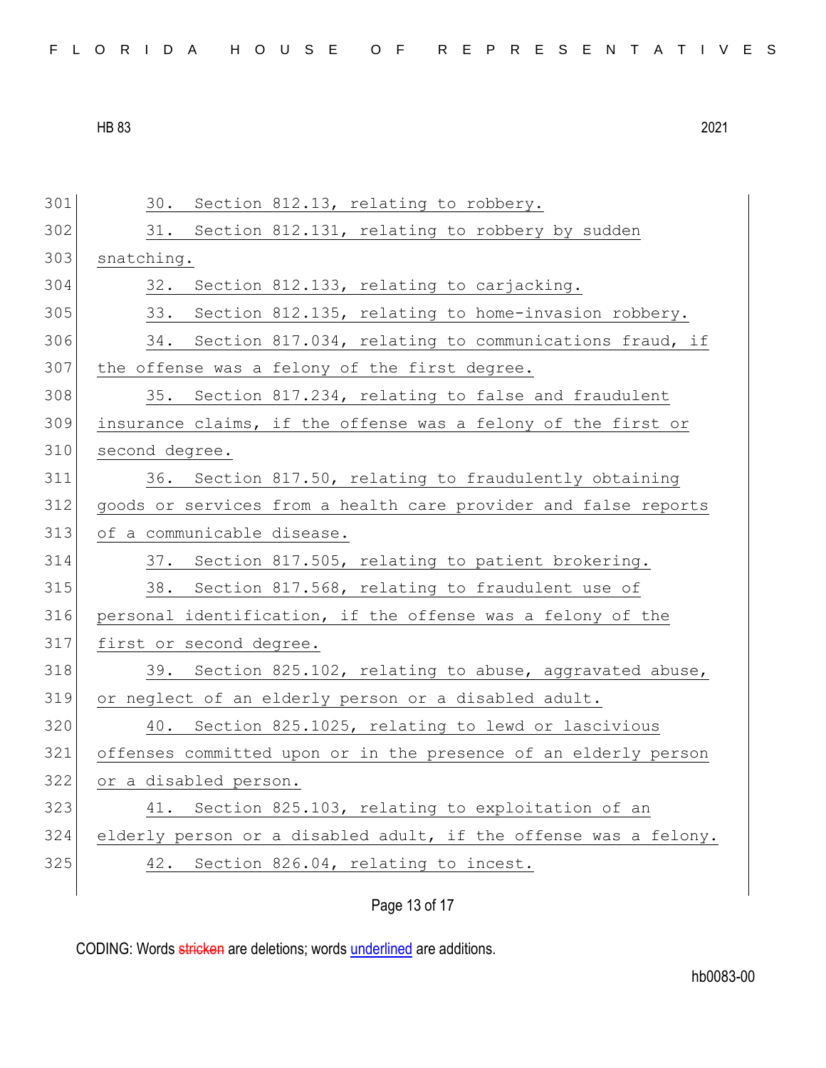301 30. Section 812.13, relating to robbery.
302 31. Section 812.131, relating to robbery by sudden
303 snatching.
304 32. Section 812.133, relating to carjacking.
305 33. Section 812.135, relating to home-invasion robbery.
306 34. Section 817.034, relating to communications fraud, if
307 the offense was a felony of the first degree.
308 35. Section 817.234, relating to false and fraudulent
309 insurance claims, if the offense was a felony of the first or
310 second degree.
311 36. Section 817.50, relating to fraudulently obtaining
312 goods or services from a health care provider and false reports
313 of a communicable disease.
314 37. Section 817.505, relating to patient brokering.
315 38. Section 817.568, relating to fraudulent use of
316 personal identification, if the offense was a felony of the
317 first or second degree.
318 39. Section 825.102, relating to abuse, aggravated abuse,
319 or neglect of an elderly person or a disabled adult.
320 40. Section 825.1025, relating to lewd or lascivious
321 offenses committed upon or in the presence of an elderly person
322 or a disabled person.
323 41. Section 825.103, relating to exploitation of an
324 elderly person or a disabled adult, if the offense was a felony.
325 42. Section 826.04, relating to incest.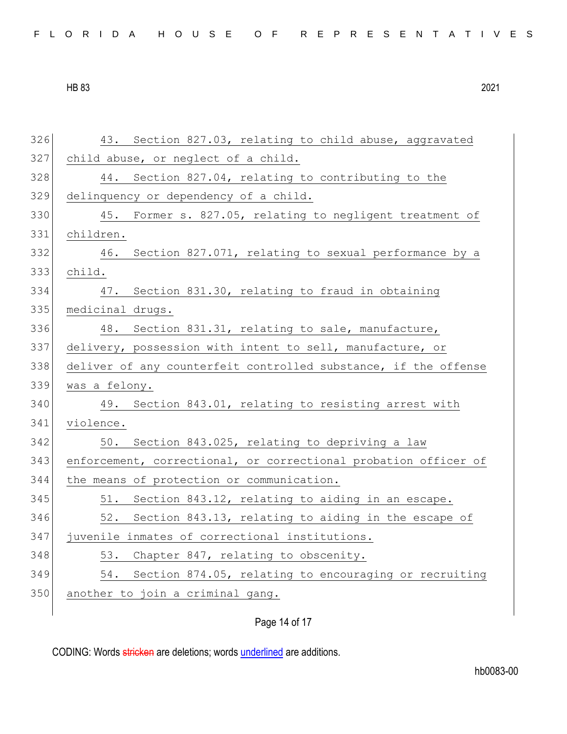43. Section 827.03, relating to child abuse, aggravated child abuse, or neglect of a child.

44. Section 827.04, relating to contributing to the delinquency or dependency of a child.

45. Former s. 827.05, relating to negligent treatment of children.

46. Section 827.071, relating to sexual performance by a child.

47. Section 831.30, relating to fraud in obtaining medicinal drugs.

48. Section 831.31, relating to sale, manufacture, delivery, possession with intent to sell, manufacture, or deliver of any counterfeit controlled substance, if the offense was a felony.

49. Section 843.01, relating to resisting arrest with violence.

50. Section 843.025, relating to depriving a law enforcement, correctional, or correctional probation officer of the means of protection or communication.

51. Section 843.12, relating to aiding in an escape.

52. Section 843.13, relating to aiding in the escape of juvenile inmates of correctional institutions.

53. Chapter 847, relating to obscenity.

54. Section 874.05, relating to encouraging or recruiting another to join a criminal gang.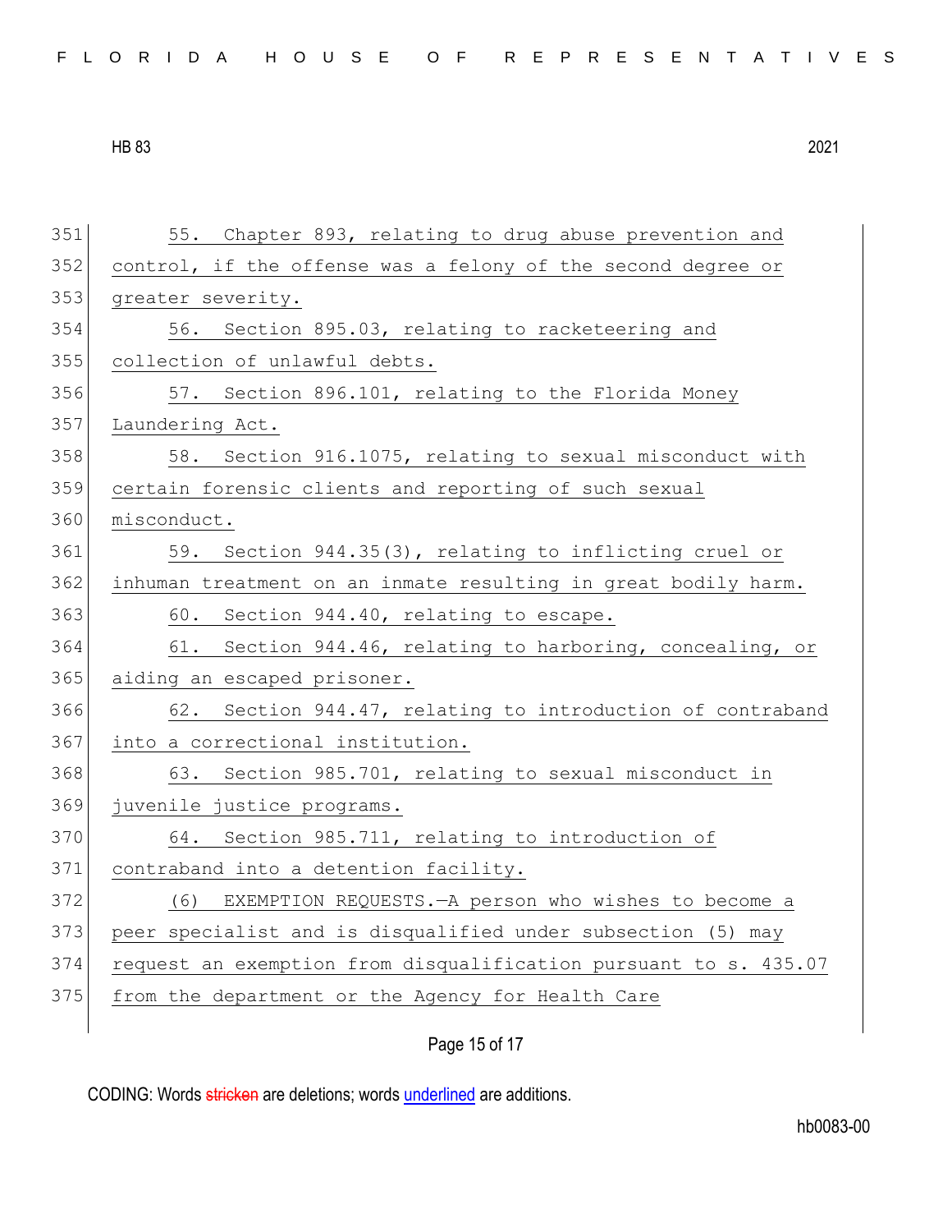55. Chapter 893, relating to drug abuse prevention and control, if the offense was a felony of the second degree or greater severity.

56. Section 895.03, relating to racketeering and collection of unlawful debts.

57. Section 896.101, relating to the Florida Money Laundering Act.

58. Section 916.1075, relating to sexual misconduct with certain forensic clients and reporting of such sexual misconduct.

59. Section 944.35(3), relating to inflicting cruel or inhuman treatment on an inmate resulting in great bodily harm.

60. Section 944.40, relating to escape.

61. Section 944.46, relating to harboring, concealing, or aiding an escaped prisoner.

62. Section 944.47, relating to introduction of contraband into a correctional institution.

63. Section 985.701, relating to sexual misconduct in juvenile justice programs.

64. Section 985.711, relating to introduction of contraband into a detention facility.

(6) EXEMPTION REQUESTS.—A person who wishes to become a peer specialist and is disqualified under subsection (5) may request an exemption from disqualification pursuant to s. 435.07 from the department or the Agency for Health Care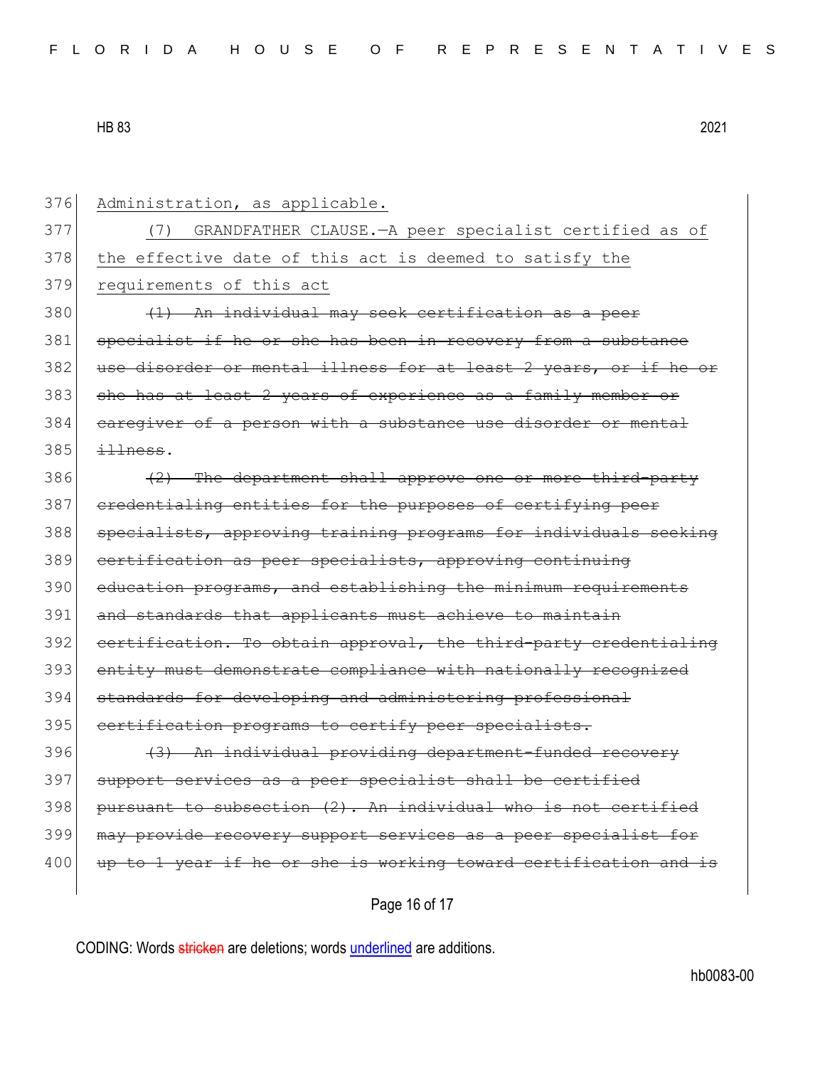Administration, as applicable.

(7) GRANDFATHER CLAUSE.—A peer specialist certified as of the effective date of this act is deemed to satisfy the requirements of this act

~~(1) An individual may seek certification as a peer specialist if he or she has been in recovery from a substance use disorder or mental illness for at least 2 years, or if he or she has at least 2 years of experience as a family member or caregiver of a person with a substance use disorder or mental illness~~.

~~(2) The department shall approve one or more third-party credentialing entities for the purposes of certifying peer specialists, approving training programs for individuals seeking certification as peer specialists, approving continuing education programs, and establishing the minimum requirements and standards that applicants must achieve to maintain certification. To obtain approval, the third-party credentialing entity must demonstrate compliance with nationally recognized standards for developing and administering professional certification programs to certify peer specialists.~~

~~(3) An individual providing department-funded recovery support services as a peer specialist shall be certified pursuant to subsection (2). An individual who is not certified may provide recovery support services as a peer specialist for up to 1 year if he or she is working toward certification and is~~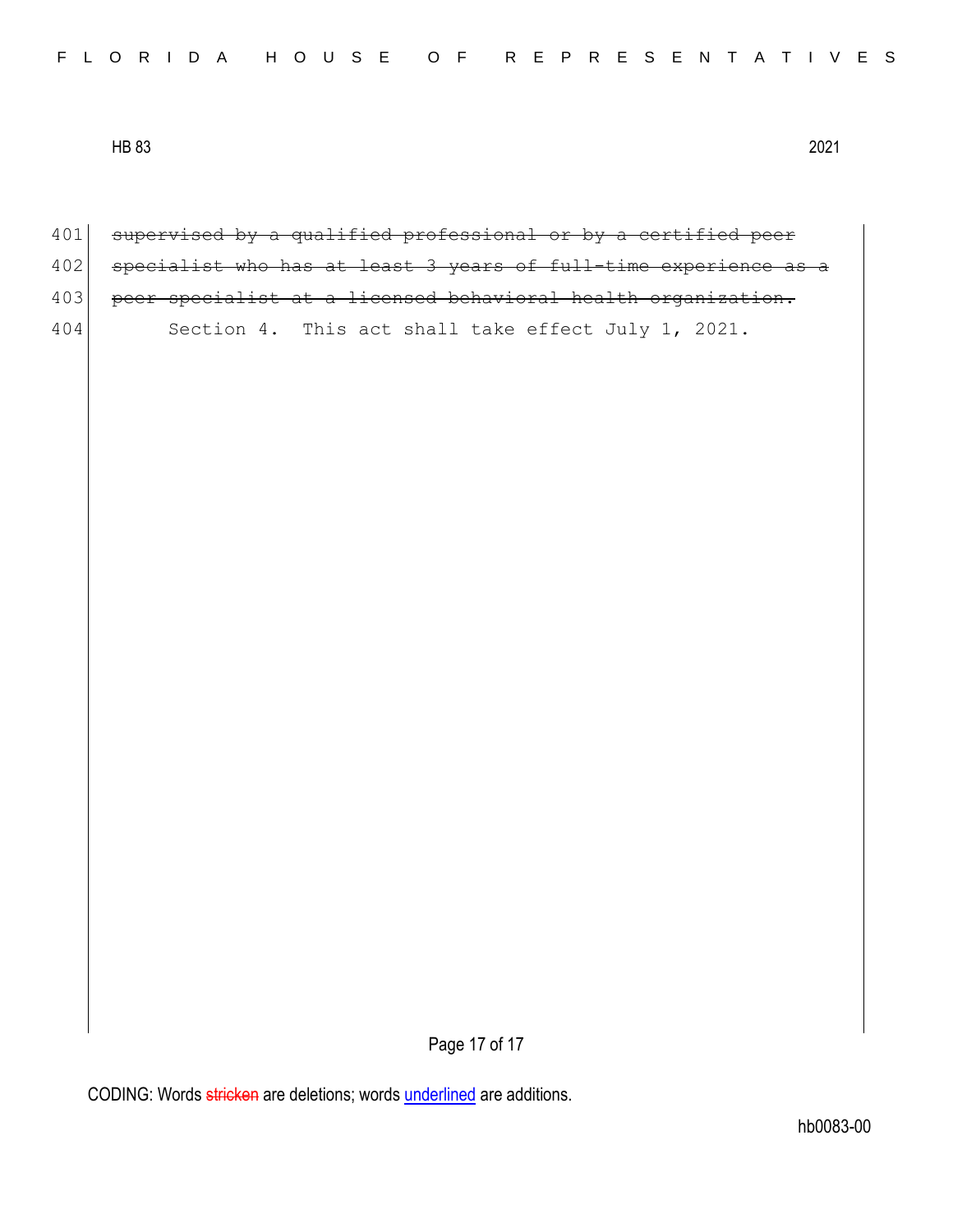401 ~~supervised by a qualified professional or by a certified peer~~
402 ~~specialist who has at least 3 years of full-time experience as a~~
403 ~~peer specialist at a licensed behavioral health organization.~~
404 Section 4. This act shall take effect July 1, 2021.

CODING: Words ~~stricken~~ are deletions; words <u>underlined</u> are additions.

hb0083-00